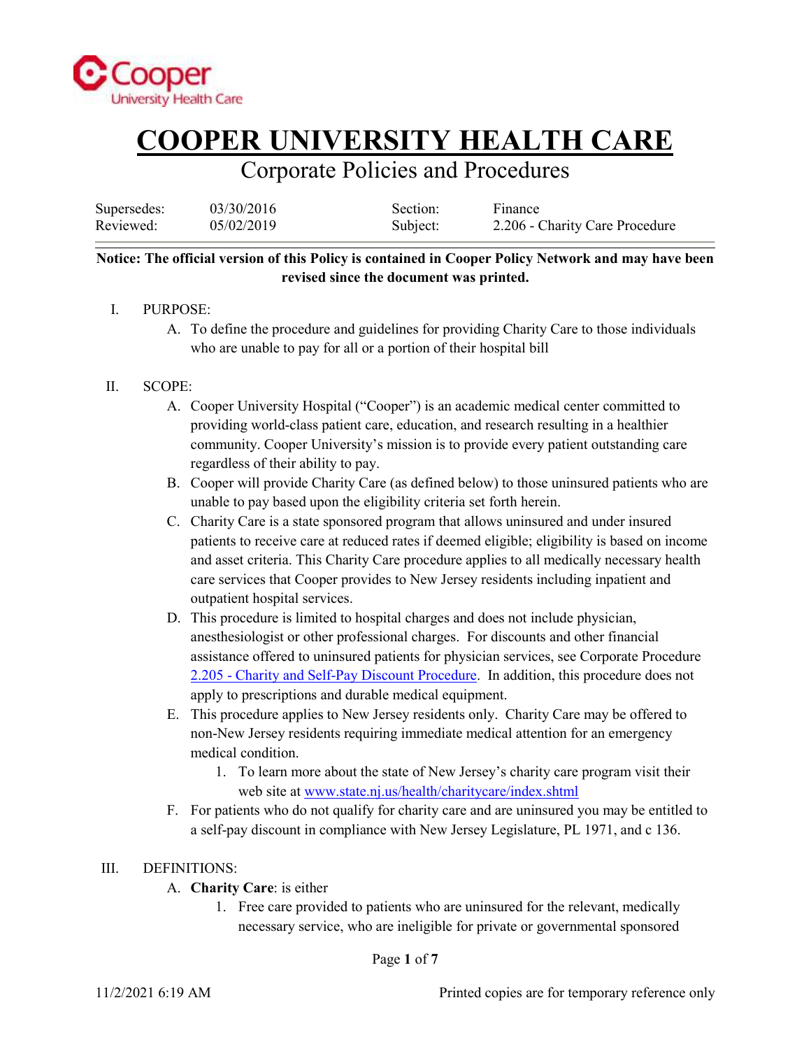# COOPER UNIVERSITY HEALTH CARE

## Corporate Policies and Procedures

| Supersedes: | 03/30/2016 | Section: | Finance |
|---|---|---|---|
| Reviewed: | 05/02/2019 | Subject: | 2.206 - Charity Care Procedure |

**Notice: The official version of this Policy is contained in Cooper Policy Network and may have been revised since the document was printed.**

I. PURPOSE:

A. To define the procedure and guidelines for providing Charity Care to those individuals who are unable to pay for all or a portion of their hospital bill

II. SCOPE:

A. Cooper University Hospital ("Cooper") is an academic medical center committed to providing world-class patient care, education, and research resulting in a healthier community. Cooper University's mission is to provide every patient outstanding care regardless of their ability to pay.

B. Cooper will provide Charity Care (as defined below) to those uninsured patients who are unable to pay based upon the eligibility criteria set forth herein.

C. Charity Care is a state sponsored program that allows uninsured and under insured patients to receive care at reduced rates if deemed eligible; eligibility is based on income and asset criteria. This Charity Care procedure applies to all medically necessary health care services that Cooper provides to New Jersey residents including inpatient and outpatient hospital services.

D. This procedure is limited to hospital charges and does not include physician, anesthesiologist or other professional charges. For discounts and other financial assistance offered to uninsured patients for physician services, see Corporate Procedure [2.205 - Charity and Self-Pay Discount Procedure](). In addition, this procedure does not apply to prescriptions and durable medical equipment.

E. This procedure applies to New Jersey residents only. Charity Care may be offered to non-New Jersey residents requiring immediate medical attention for an emergency medical condition.

   1. To learn more about the state of New Jersey's charity care program visit their web site at [www.state.nj.us/health/charitycare/index.shtml](www.state.nj.us/health/charitycare/index.shtml)

F. For patients who do not qualify for charity care and are uninsured you may be entitled to a self-pay discount in compliance with New Jersey Legislature, PL 1971, and c 136.

III. DEFINITIONS:

A. **Charity Care**: is either

   1. Free care provided to patients who are uninsured for the relevant, medically necessary service, who are ineligible for private or governmental sponsored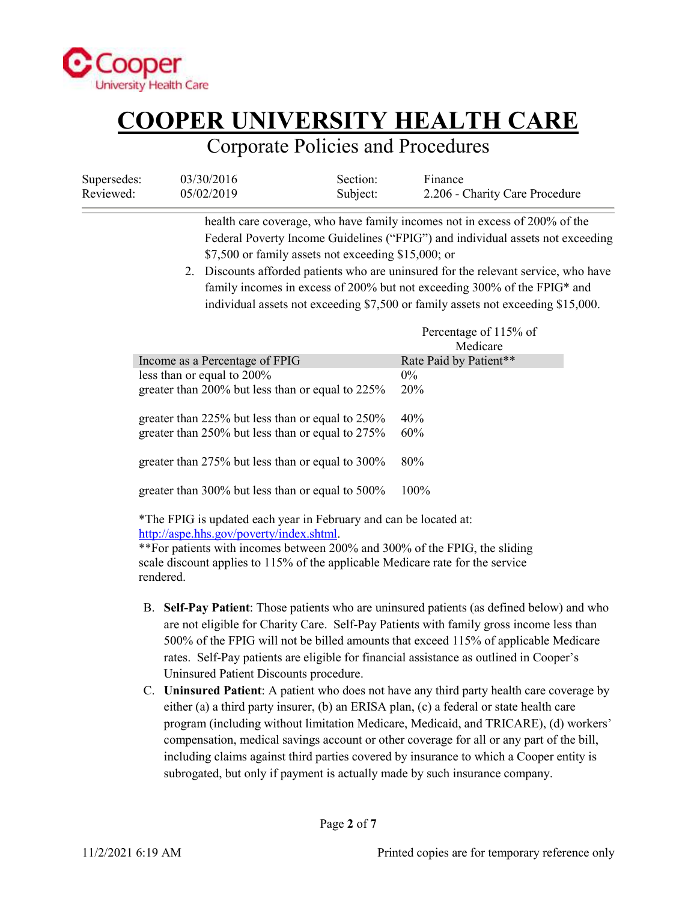health care coverage, who have family incomes not in excess of 200% of the Federal Poverty Income Guidelines ("FPIG") and individual assets not exceeding $7,500 or family assets not exceeding $15,000; or

2. Discounts afforded patients who are uninsured for the relevant service, who have family incomes in excess of 200% but not exceeding 300% of the FPIG* and individual assets not exceeding $7,500 or family assets not exceeding $15,000.

| Income as a Percentage of FPIG | Percentage of 115% of Medicare Rate Paid by Patient** |
|---|---|
| less than or equal to 200% | 0% |
| greater than 200% but less than or equal to 225% | 20% |
| greater than 225% but less than or equal to 250% | 40% |
| greater than 250% but less than or equal to 275% | 60% |
| greater than 275% but less than or equal to 300% | 80% |
| greater than 300% but less than or equal to 500% | 100% |

*The FPIG is updated each year in February and can be located at: http://aspe.hhs.gov/poverty/index.shtml.

**For patients with incomes between 200% and 300% of the FPIG, the sliding scale discount applies to 115% of the applicable Medicare rate for the service rendered.

B. **Self-Pay Patient**: Those patients who are uninsured patients (as defined below) and who are not eligible for Charity Care. Self-Pay Patients with family gross income less than 500% of the FPIG will not be billed amounts that exceed 115% of applicable Medicare rates. Self-Pay patients are eligible for financial assistance as outlined in Cooper's Uninsured Patient Discounts procedure.

C. **Uninsured Patient**: A patient who does not have any third party health care coverage by either (a) a third party insurer, (b) an ERISA plan, (c) a federal or state health care program (including without limitation Medicare, Medicaid, and TRICARE), (d) workers' compensation, medical savings account or other coverage for all or any part of the bill, including claims against third parties covered by insurance to which a Cooper entity is subrogated, but only if payment is actually made by such insurance company.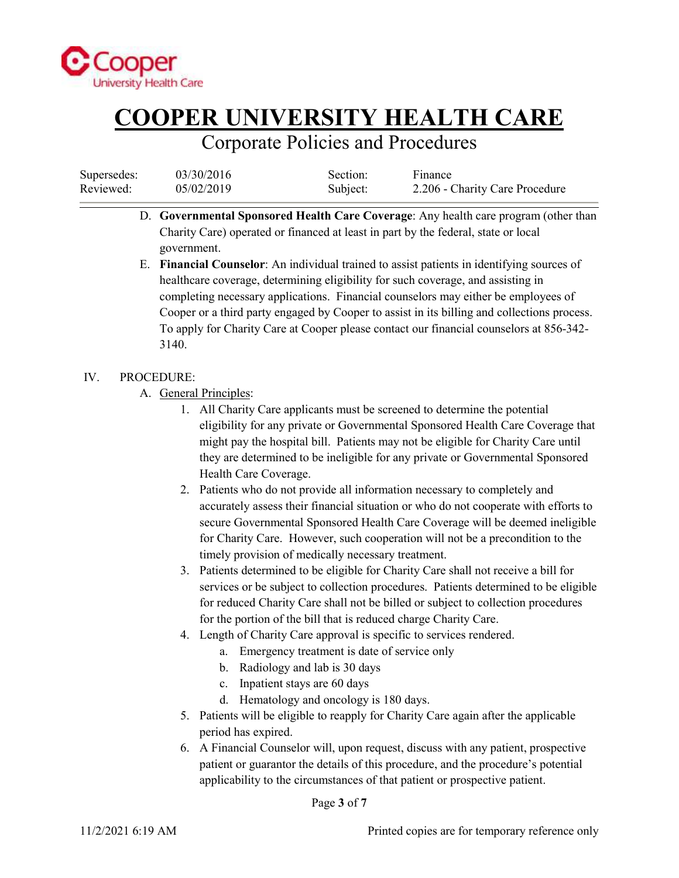D. **Governmental Sponsored Health Care Coverage**: Any health care program (other than Charity Care) operated or financed at least in part by the federal, state or local government.

E. **Financial Counselor**: An individual trained to assist patients in identifying sources of healthcare coverage, determining eligibility for such coverage, and assisting in completing necessary applications. Financial counselors may either be employees of Cooper or a third party engaged by Cooper to assist in its billing and collections process. To apply for Charity Care at Cooper please contact our financial counselors at 856-342-3140.

IV. PROCEDURE:

A. General Principles:

1. All Charity Care applicants must be screened to determine the potential eligibility for any private or Governmental Sponsored Health Care Coverage that might pay the hospital bill. Patients may not be eligible for Charity Care until they are determined to be ineligible for any private or Governmental Sponsored Health Care Coverage.
2. Patients who do not provide all information necessary to completely and accurately assess their financial situation or who do not cooperate with efforts to secure Governmental Sponsored Health Care Coverage will be deemed ineligible for Charity Care. However, such cooperation will not be a precondition to the timely provision of medically necessary treatment.
3. Patients determined to be eligible for Charity Care shall not receive a bill for services or be subject to collection procedures. Patients determined to be eligible for reduced Charity Care shall not be billed or subject to collection procedures for the portion of the bill that is reduced charge Charity Care.
4. Length of Charity Care approval is specific to services rendered.
   a. Emergency treatment is date of service only
   b. Radiology and lab is 30 days
   c. Inpatient stays are 60 days
   d. Hematology and oncology is 180 days.
5. Patients will be eligible to reapply for Charity Care again after the applicable period has expired.
6. A Financial Counselor will, upon request, discuss with any patient, prospective patient or guarantor the details of this procedure, and the procedure's potential applicability to the circumstances of that patient or prospective patient.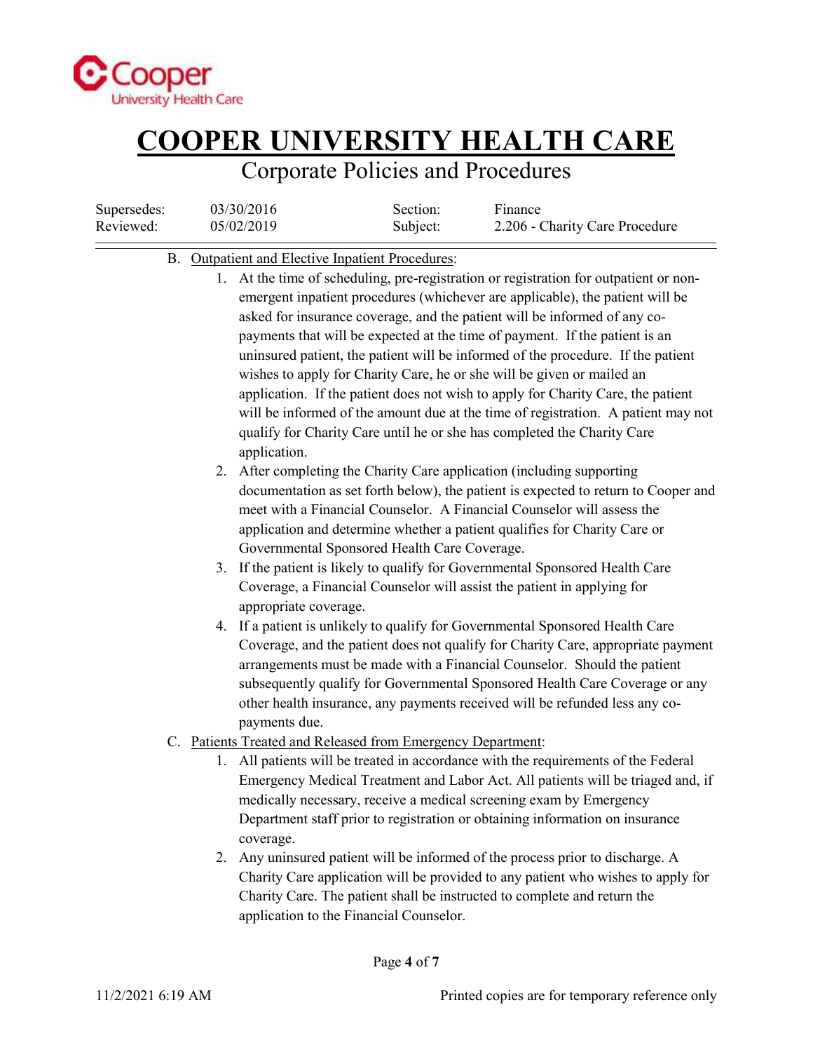B. Outpatient and Elective Inpatient Procedures:

1. At the time of scheduling, pre-registration or registration for outpatient or non-emergent inpatient procedures (whichever are applicable), the patient will be asked for insurance coverage, and the patient will be informed of any co-payments that will be expected at the time of payment. If the patient is an uninsured patient, the patient will be informed of the procedure. If the patient wishes to apply for Charity Care, he or she will be given or mailed an application. If the patient does not wish to apply for Charity Care, the patient will be informed of the amount due at the time of registration. A patient may not qualify for Charity Care until he or she has completed the Charity Care application.
2. After completing the Charity Care application (including supporting documentation as set forth below), the patient is expected to return to Cooper and meet with a Financial Counselor. A Financial Counselor will assess the application and determine whether a patient qualifies for Charity Care or Governmental Sponsored Health Care Coverage.
3. If the patient is likely to qualify for Governmental Sponsored Health Care Coverage, a Financial Counselor will assist the patient in applying for appropriate coverage.
4. If a patient is unlikely to qualify for Governmental Sponsored Health Care Coverage, and the patient does not qualify for Charity Care, appropriate payment arrangements must be made with a Financial Counselor. Should the patient subsequently qualify for Governmental Sponsored Health Care Coverage or any other health insurance, any payments received will be refunded less any co-payments due.

C. Patients Treated and Released from Emergency Department:

1. All patients will be treated in accordance with the requirements of the Federal Emergency Medical Treatment and Labor Act. All patients will be triaged and, if medically necessary, receive a medical screening exam by Emergency Department staff prior to registration or obtaining information on insurance coverage.
2. Any uninsured patient will be informed of the process prior to discharge. A Charity Care application will be provided to any patient who wishes to apply for Charity Care. The patient shall be instructed to complete and return the application to the Financial Counselor.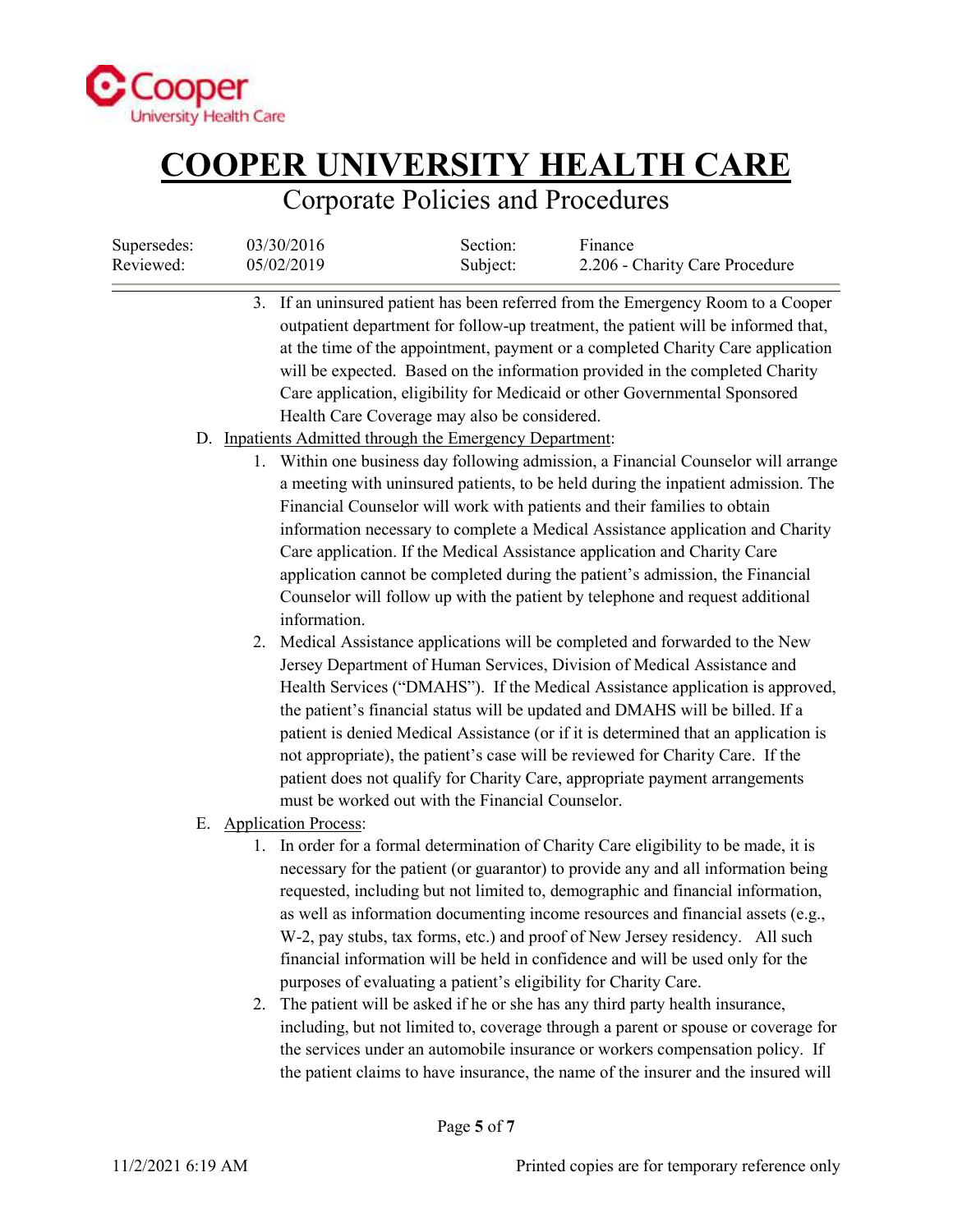3. If an uninsured patient has been referred from the Emergency Room to a Cooper outpatient department for follow-up treatment, the patient will be informed that, at the time of the appointment, payment or a completed Charity Care application will be expected. Based on the information provided in the completed Charity Care application, eligibility for Medicaid or other Governmental Sponsored Health Care Coverage may also be considered.

D. Inpatients Admitted through the Emergency Department:

1. Within one business day following admission, a Financial Counselor will arrange a meeting with uninsured patients, to be held during the inpatient admission. The Financial Counselor will work with patients and their families to obtain information necessary to complete a Medical Assistance application and Charity Care application. If the Medical Assistance application and Charity Care application cannot be completed during the patient's admission, the Financial Counselor will follow up with the patient by telephone and request additional information.
2. Medical Assistance applications will be completed and forwarded to the New Jersey Department of Human Services, Division of Medical Assistance and Health Services ("DMAHS"). If the Medical Assistance application is approved, the patient's financial status will be updated and DMAHS will be billed. If a patient is denied Medical Assistance (or if it is determined that an application is not appropriate), the patient's case will be reviewed for Charity Care. If the patient does not qualify for Charity Care, appropriate payment arrangements must be worked out with the Financial Counselor.

E. Application Process:

1. In order for a formal determination of Charity Care eligibility to be made, it is necessary for the patient (or guarantor) to provide any and all information being requested, including but not limited to, demographic and financial information, as well as information documenting income resources and financial assets (e.g., W-2, pay stubs, tax forms, etc.) and proof of New Jersey residency. All such financial information will be held in confidence and will be used only for the purposes of evaluating a patient's eligibility for Charity Care.
2. The patient will be asked if he or she has any third party health insurance, including, but not limited to, coverage through a parent or spouse or coverage for the services under an automobile insurance or workers compensation policy. If the patient claims to have insurance, the name of the insurer and the insured will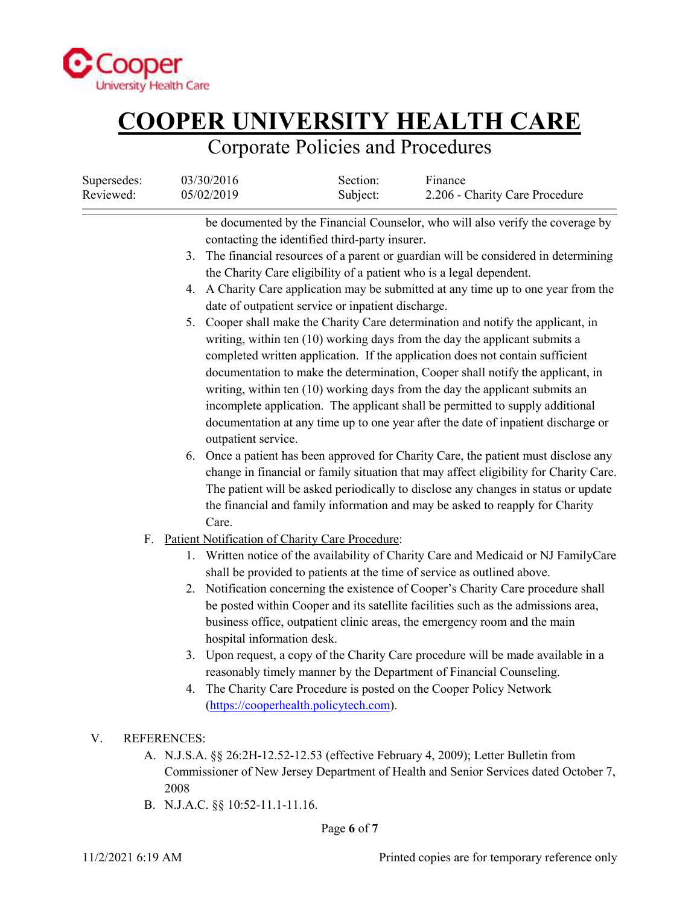be documented by the Financial Counselor, who will also verify the coverage by contacting the identified third-party insurer.

3. The financial resources of a parent or guardian will be considered in determining the Charity Care eligibility of a patient who is a legal dependent.
4. A Charity Care application may be submitted at any time up to one year from the date of outpatient service or inpatient discharge.
5. Cooper shall make the Charity Care determination and notify the applicant, in writing, within ten (10) working days from the day the applicant submits a completed written application. If the application does not contain sufficient documentation to make the determination, Cooper shall notify the applicant, in writing, within ten (10) working days from the day the applicant submits an incomplete application. The applicant shall be permitted to supply additional documentation at any time up to one year after the date of inpatient discharge or outpatient service.
6. Once a patient has been approved for Charity Care, the patient must disclose any change in financial or family situation that may affect eligibility for Charity Care. The patient will be asked periodically to disclose any changes in status or update the financial and family information and may be asked to reapply for Charity Care.

F. Patient Notification of Charity Care Procedure:

1. Written notice of the availability of Charity Care and Medicaid or NJ FamilyCare shall be provided to patients at the time of service as outlined above.
2. Notification concerning the existence of Cooper's Charity Care procedure shall be posted within Cooper and its satellite facilities such as the admissions area, business office, outpatient clinic areas, the emergency room and the main hospital information desk.
3. Upon request, a copy of the Charity Care procedure will be made available in a reasonably timely manner by the Department of Financial Counseling.
4. The Charity Care Procedure is posted on the Cooper Policy Network (https://cooperhealth.policytech.com).

V. REFERENCES:

A. N.J.S.A. §§ 26:2H-12.52-12.53 (effective February 4, 2009); Letter Bulletin from Commissioner of New Jersey Department of Health and Senior Services dated October 7, 2008

B. N.J.A.C. §§ 10:52-11.1-11.16.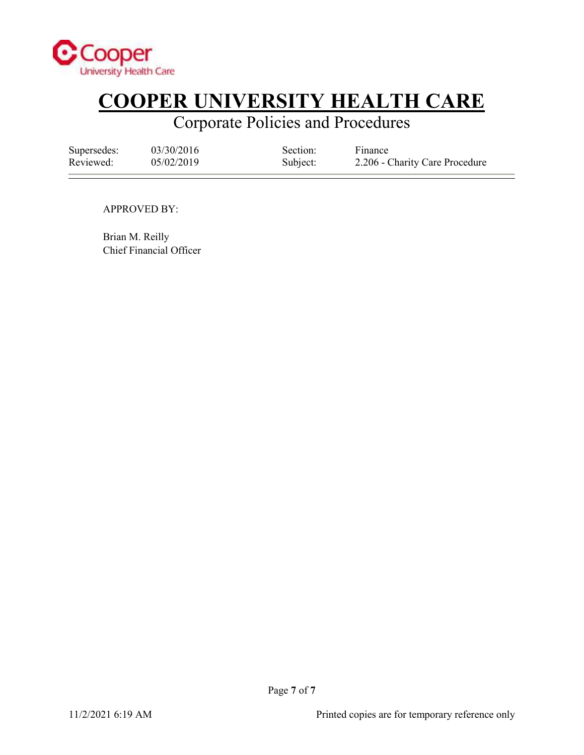# COOPER UNIVERSITY HEALTH CARE

Corporate Policies and Procedures

| | | | |
|---|---|---|---|
| Supersedes: | 03/30/2016 | Section: | Finance |
| Reviewed: | 05/02/2019 | Subject: | 2.206 - Charity Care Procedure |

APPROVED BY:

Brian M. Reilly
Chief Financial Officer